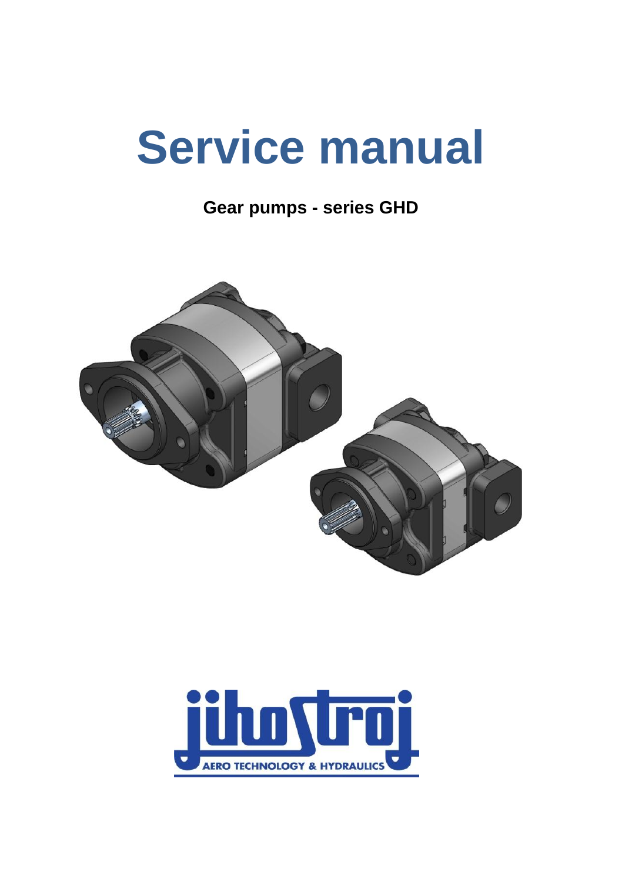# Service manual

**Gear pumps - series GHD**

jihostroj

AERO TECHNOLOGY & HYDRAULICS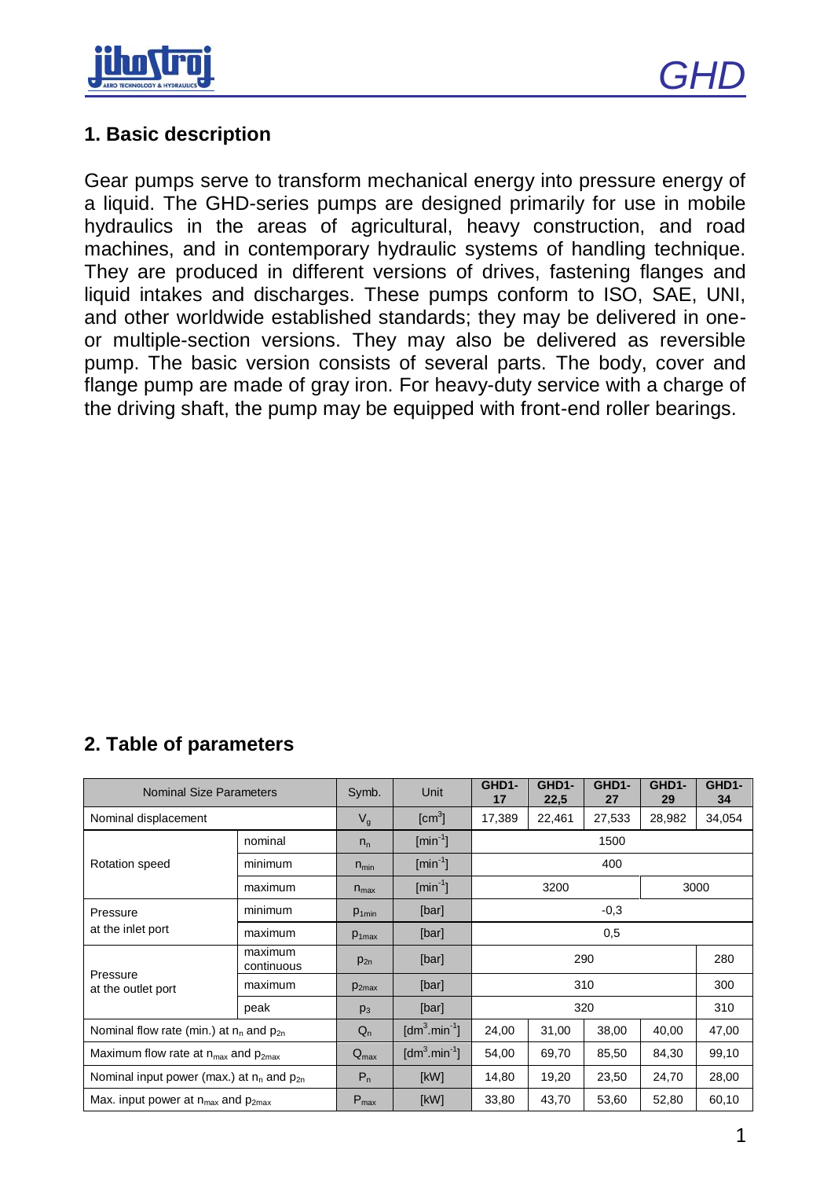## 1. Basic description

Gear pumps serve to transform mechanical energy into pressure energy of a liquid. The GHD-series pumps are designed primarily for use in mobile hydraulics in the areas of agricultural, heavy construction, and road machines, and in contemporary hydraulic systems of handling technique. They are produced in different versions of drives, fastening flanges and liquid intakes and discharges. These pumps conform to ISO, SAE, UNI, and other worldwide established standards; they may be delivered in one- or multiple-section versions. They may also be delivered as reversible pump. The basic version consists of several parts. The body, cover and flange pump are made of gray iron. For heavy-duty service with a charge of the driving shaft, the pump may be equipped with front-end roller bearings.

## 2. Table of parameters

| Nominal Size Parameters | | Symb. | Unit | GHD1-17 | GHD1-22,5 | GHD1-27 | GHD1-29 | GHD1-34 |
|---|---|---|---|---|---|---|---|---|
| Nominal displacement | | $V_g$ | [cm$^3$] | 17,389 | 22,461 | 27,533 | 28,982 | 34,054 |
| Rotation speed | nominal | $n_n$ | [min$^{-1}$] | 1500 | | | | |
| | minimum | $n_{min}$ | [min$^{-1}$] | 400 | | | | |
| | maximum | $n_{max}$ | [min$^{-1}$] | 3200 | | | 3000 | |
| Pressure at the inlet port | minimum | $p_{1min}$ | [bar] | -0,3 | | | | |
| | maximum | $p_{1max}$ | [bar] | 0,5 | | | | |
| Pressure at the outlet port | maximum continuous | $p_{2n}$ | [bar] | 290 | | | | 280 |
| | maximum | $p_{2max}$ | [bar] | 310 | | | | 300 |
| | peak | $p_3$ | [bar] | 320 | | | | 310 |
| Nominal flow rate (min.) at $n_n$ and $p_{2n}$ | | $Q_n$ | [dm$^3$.min$^{-1}$] | 24,00 | 31,00 | 38,00 | 40,00 | 47,00 |
| Maximum flow rate at $n_{max}$ and $p_{2max}$ | | $Q_{max}$ | [dm$^3$.min$^{-1}$] | 54,00 | 69,70 | 85,50 | 84,30 | 99,10 |
| Nominal input power (max.) at $n_n$ and $p_{2n}$ | | $P_n$ | [kW] | 14,80 | 19,20 | 23,50 | 24,70 | 28,00 |
| Max. input power at $n_{max}$ and $p_{2max}$ | | $P_{max}$ | [kW] | 33,80 | 43,70 | 53,60 | 52,80 | 60,10 |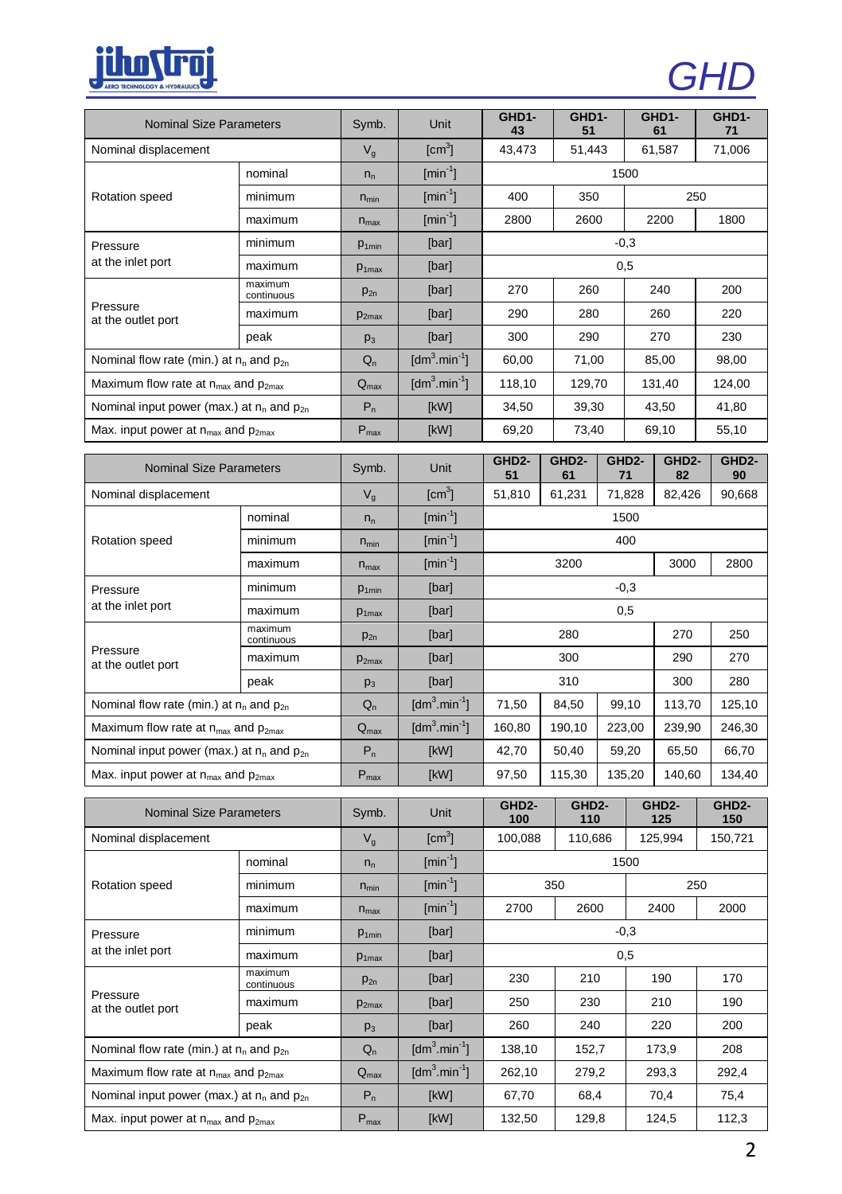| Nominal Size Parameters | | Symb. | Unit | GHD1-43 | GHD1-51 | GHD1-61 | GHD1-71 |
|---|---|---|---|---|---|---|---|
| Nominal displacement | | $V_g$ | [cm$^3$] | 43,473 | 51,443 | 61,587 | 71,006 |
| Rotation speed | nominal | $n_n$ | [min$^{-1}$] | 1500 | | | |
| | minimum | $n_{min}$ | [min$^{-1}$] | 400 | 350 | 250 | |
| | maximum | $n_{max}$ | [min$^{-1}$] | 2800 | 2600 | 2200 | 1800 |
| Pressure at the inlet port | minimum | $p_{1min}$ | [bar] | -0,3 | | | |
| | maximum | $p_{1max}$ | [bar] | 0,5 | | | |
| Pressure at the outlet port | maximum continuous | $p_{2n}$ | [bar] | 270 | 260 | 240 | 200 |
| | maximum | $p_{2max}$ | [bar] | 290 | 280 | 260 | 220 |
| | peak | $p_3$ | [bar] | 300 | 290 | 270 | 230 |
| Nominal flow rate (min.) at $n_n$ and $p_{2n}$ | | $Q_n$ | [dm$^3$.min$^{-1}$] | 60,00 | 71,00 | 85,00 | 98,00 |
| Maximum flow rate at $n_{max}$ and $p_{2max}$ | | $Q_{max}$ | [dm$^3$.min$^{-1}$] | 118,10 | 129,70 | 131,40 | 124,00 |
| Nominal input power (max.) at $n_n$ and $p_{2n}$ | | $P_n$ | [kW] | 34,50 | 39,30 | 43,50 | 41,80 |
| Max. input power at $n_{max}$ and $p_{2max}$ | | $P_{max}$ | [kW] | 69,20 | 73,40 | 69,10 | 55,10 |

| Nominal Size Parameters | | Symb. | Unit | GHD2-51 | GHD2-61 | GHD2-71 | GHD2-82 | GHD2-90 |
|---|---|---|---|---|---|---|---|---|
| Nominal displacement | | $V_g$ | [cm$^3$] | 51,810 | 61,231 | 71,828 | 82,426 | 90,668 |
| Rotation speed | nominal | $n_n$ | [min$^{-1}$] | 1500 | | | | |
| | minimum | $n_{min}$ | [min$^{-1}$] | 400 | | | | |
| | maximum | $n_{max}$ | [min$^{-1}$] | 3200 | | | 3000 | 2800 |
| Pressure at the inlet port | minimum | $p_{1min}$ | [bar] | -0,3 | | | | |
| | maximum | $p_{1max}$ | [bar] | 0,5 | | | | |
| Pressure at the outlet port | maximum continuous | $p_{2n}$ | [bar] | 280 | | | 270 | 250 |
| | maximum | $p_{2max}$ | [bar] | 300 | | | 290 | 270 |
| | peak | $p_3$ | [bar] | 310 | | | 300 | 280 |
| Nominal flow rate (min.) at $n_n$ and $p_{2n}$ | | $Q_n$ | [dm$^3$.min$^{-1}$] | 71,50 | 84,50 | 99,10 | 113,70 | 125,10 |
| Maximum flow rate at $n_{max}$ and $p_{2max}$ | | $Q_{max}$ | [dm$^3$.min$^{-1}$] | 160,80 | 190,10 | 223,00 | 239,90 | 246,30 |
| Nominal input power (max.) at $n_n$ and $p_{2n}$ | | $P_n$ | [kW] | 42,70 | 50,40 | 59,20 | 65,50 | 66,70 |
| Max. input power at $n_{max}$ and $p_{2max}$ | | $P_{max}$ | [kW] | 97,50 | 115,30 | 135,20 | 140,60 | 134,40 |

| Nominal Size Parameters | | Symb. | Unit | GHD2-100 | GHD2-110 | GHD2-125 | GHD2-150 |
|---|---|---|---|---|---|---|---|
| Nominal displacement | | $V_g$ | [cm$^3$] | 100,088 | 110,686 | 125,994 | 150,721 |
| Rotation speed | nominal | $n_n$ | [min$^{-1}$] | 1500 | | | |
| | minimum | $n_{min}$ | [min$^{-1}$] | 350 | | 250 | |
| | maximum | $n_{max}$ | [min$^{-1}$] | 2700 | 2600 | 2400 | 2000 |
| Pressure at the inlet port | minimum | $p_{1min}$ | [bar] | -0,3 | | | |
| | maximum | $p_{1max}$ | [bar] | 0,5 | | | |
| Pressure at the outlet port | maximum continuous | $p_{2n}$ | [bar] | 230 | 210 | 190 | 170 |
| | maximum | $p_{2max}$ | [bar] | 250 | 230 | 210 | 190 |
| | peak | $p_3$ | [bar] | 260 | 240 | 220 | 200 |
| Nominal flow rate (min.) at $n_n$ and $p_{2n}$ | | $Q_n$ | [dm$^3$.min$^{-1}$] | 138,10 | 152,7 | 173,9 | 208 |
| Maximum flow rate at $n_{max}$ and $p_{2max}$ | | $Q_{max}$ | [dm$^3$.min$^{-1}$] | 262,10 | 279,2 | 293,3 | 292,4 |
| Nominal input power (max.) at $n_n$ and $p_{2n}$ | | $P_n$ | [kW] | 67,70 | 68,4 | 70,4 | 75,4 |
| Max. input power at $n_{max}$ and $p_{2max}$ | | $P_{max}$ | [kW] | 132,50 | 129,8 | 124,5 | 112,3 |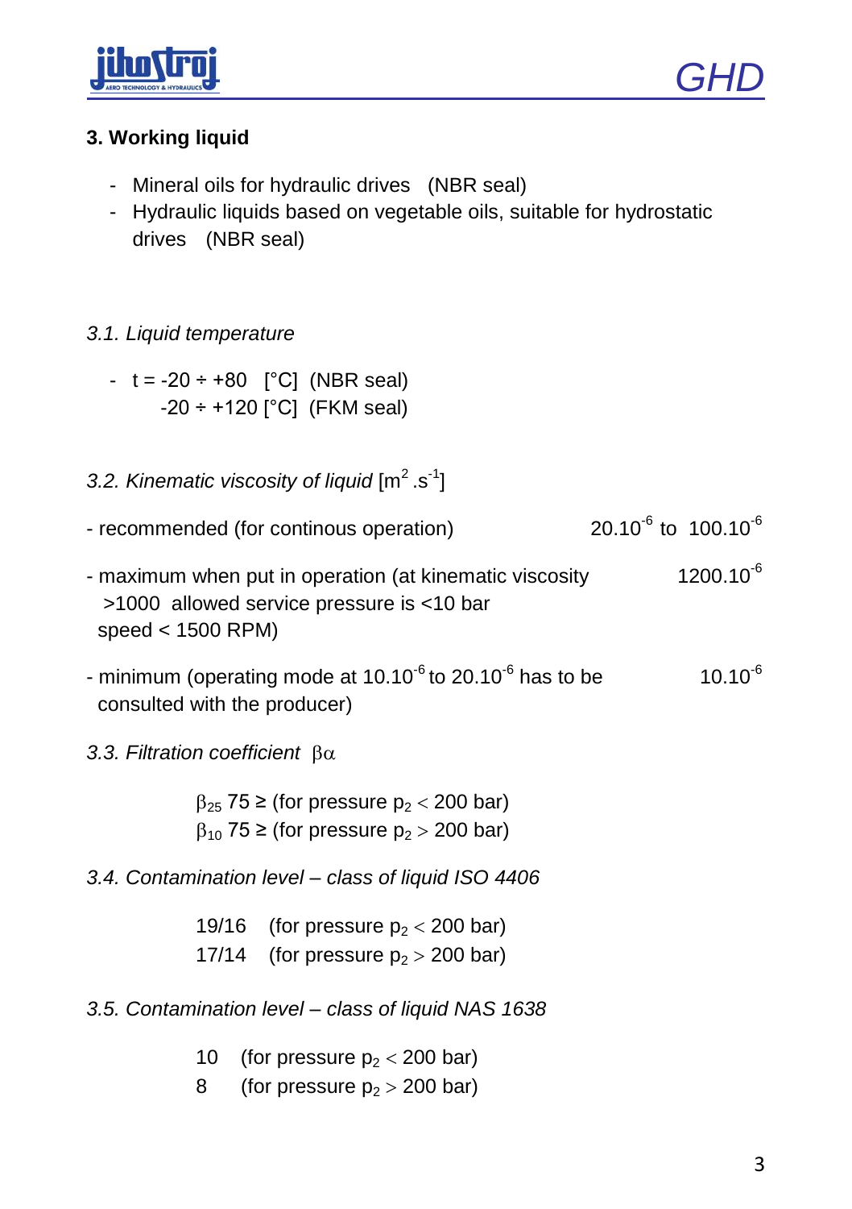## 3. Working liquid

- Mineral oils for hydraulic drives (NBR seal)
- Hydraulic liquids based on vegetable oils, suitable for hydrostatic drives (NBR seal)

### *3.1. Liquid temperature*

- t = -20 ÷ +80 [°C] (NBR seal)
  -20 ÷ +120 [°C] (FKM seal)

### *3.2. Kinematic viscosity of liquid* $[m^2.s^{-1}]$

- recommended (for continous operation) — $20.10^{-6}$ to $100.10^{-6}$
- maximum when put in operation (at kinematic viscosity >1000 allowed service pressure is <10 bar speed < 1500 RPM) — $1200.10^{-6}$
- minimum (operating mode at $10.10^{-6}$ to $20.10^{-6}$ has to be consulted with the producer) — $10.10^{-6}$

### *3.3. Filtration coefficient* $\beta\alpha$

$\beta_{25}$ 75 ≥ (for pressure $p_2 < 200$ bar)
$\beta_{10}$ 75 ≥ (for pressure $p_2 > 200$ bar)

### *3.4. Contamination level – class of liquid ISO 4406*

19/16 (for pressure $p_2 < 200$ bar)
17/14 (for pressure $p_2 > 200$ bar)

### *3.5. Contamination level – class of liquid NAS 1638*

10 (for pressure $p_2 < 200$ bar)
8 (for pressure $p_2 > 200$ bar)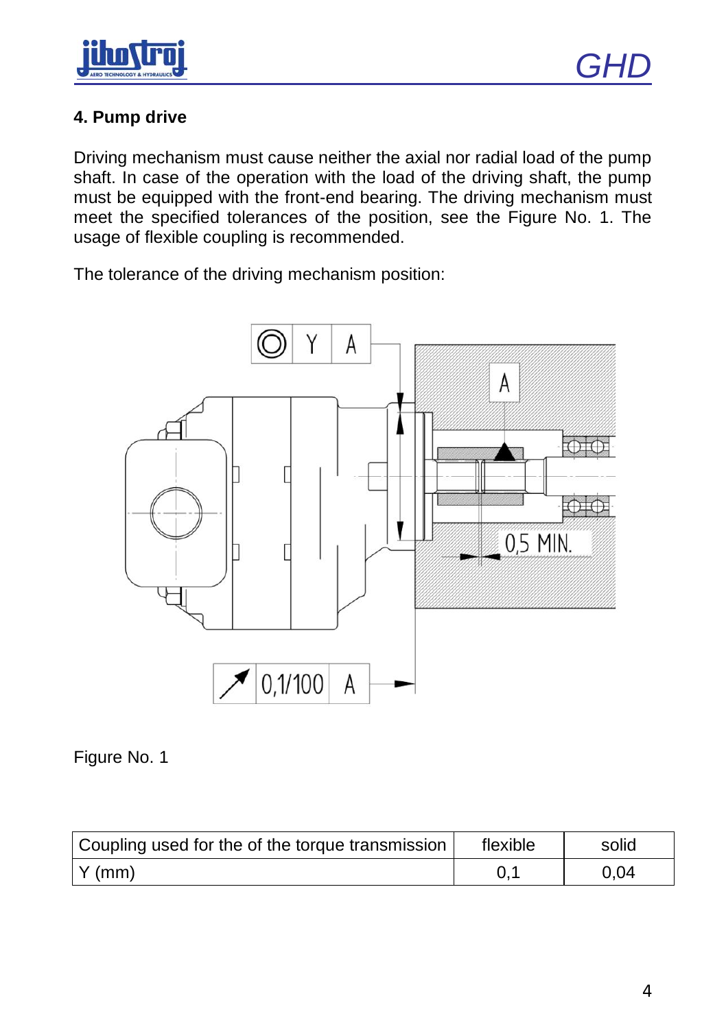## 4. Pump drive

Driving mechanism must cause neither the axial nor radial load of the pump shaft. In case of the operation with the load of the driving shaft, the pump must be equipped with the front-end bearing. The driving mechanism must meet the specified tolerances of the position, see the Figure No. 1. The usage of flexible coupling is recommended.

The tolerance of the driving mechanism position:

Figure No. 1

| Coupling used for the of the torque transmission | flexible | solid |
|---|---|---|
| Y (mm) | 0,1 | 0,04 |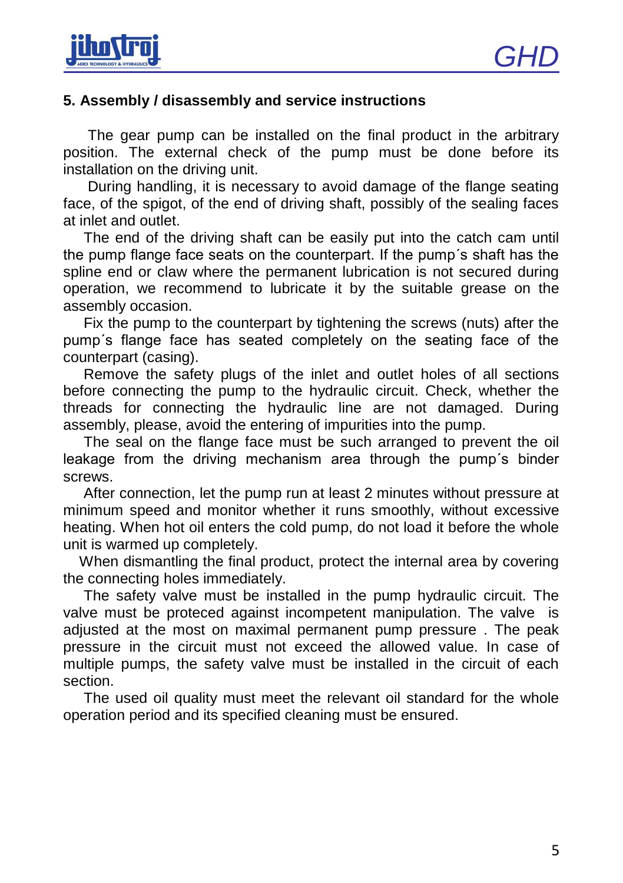## 5. Assembly / disassembly and service instructions

The gear pump can be installed on the final product in the arbitrary position. The external check of the pump must be done before its installation on the driving unit.

During handling, it is necessary to avoid damage of the flange seating face, of the spigot, of the end of driving shaft, possibly of the sealing faces at inlet and outlet.

The end of the driving shaft can be easily put into the catch cam until the pump flange face seats on the counterpart. If the pump´s shaft has the spline end or claw where the permanent lubrication is not secured during operation, we recommend to lubricate it by the suitable grease on the assembly occasion.

Fix the pump to the counterpart by tightening the screws (nuts) after the pump´s flange face has seated completely on the seating face of the counterpart (casing).

Remove the safety plugs of the inlet and outlet holes of all sections before connecting the pump to the hydraulic circuit. Check, whether the threads for connecting the hydraulic line are not damaged. During assembly, please, avoid the entering of impurities into the pump.

The seal on the flange face must be such arranged to prevent the oil leakage from the driving mechanism area through the pump´s binder screws.

After connection, let the pump run at least 2 minutes without pressure at minimum speed and monitor whether it runs smoothly, without excessive heating. When hot oil enters the cold pump, do not load it before the whole unit is warmed up completely.

When dismantling the final product, protect the internal area by covering the connecting holes immediately.

The safety valve must be installed in the pump hydraulic circuit. The valve must be proteced against incompetent manipulation. The valve is adjusted at the most on maximal permanent pump pressure . The peak pressure in the circuit must not exceed the allowed value. In case of multiple pumps, the safety valve must be installed in the circuit of each section.

The used oil quality must meet the relevant oil standard for the whole operation period and its specified cleaning must be ensured.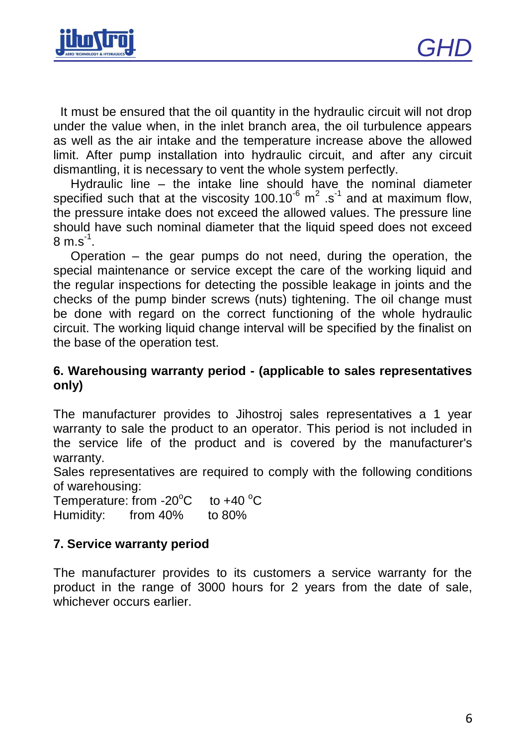It must be ensured that the oil quantity in the hydraulic circuit will not drop under the value when, in the inlet branch area, the oil turbulence appears as well as the air intake and the temperature increase above the allowed limit. After pump installation into hydraulic circuit, and after any circuit dismantling, it is necessary to vent the whole system perfectly.

Hydraulic line – the intake line should have the nominal diameter specified such that at the viscosity $100.10^{-6}$ $m^2 .s^{-1}$ and at maximum flow, the pressure intake does not exceed the allowed values. The pressure line should have such nominal diameter that the liquid speed does not exceed 8 $m.s^{-1}$.

Operation – the gear pumps do not need, during the operation, the special maintenance or service except the care of the working liquid and the regular inspections for detecting the possible leakage in joints and the checks of the pump binder screws (nuts) tightening. The oil change must be done with regard on the correct functioning of the whole hydraulic circuit. The working liquid change interval will be specified by the finalist on the base of the operation test.

## 6. Warehousing warranty period - (applicable to sales representatives only)

The manufacturer provides to Jihostroj sales representatives a 1 year warranty to sale the product to an operator. This period is not included in the service life of the product and is covered by the manufacturer's warranty.

Sales representatives are required to comply with the following conditions of warehousing:

Temperature: from -20°C to +40 °C
Humidity: from 40% to 80%

## 7. Service warranty period

The manufacturer provides to its customers a service warranty for the product in the range of 3000 hours for 2 years from the date of sale, whichever occurs earlier.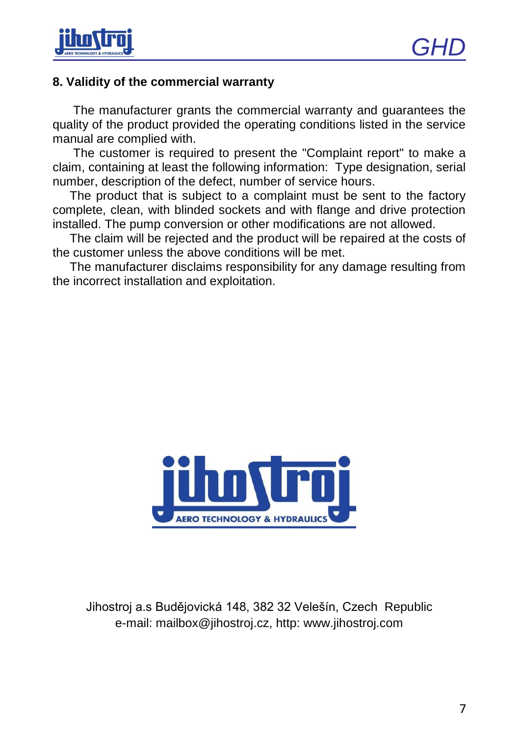## 8. Validity of the commercial warranty

The manufacturer grants the commercial warranty and guarantees the quality of the product provided the operating conditions listed in the service manual are complied with.

The customer is required to present the "Complaint report" to make a claim, containing at least the following information: Type designation, serial number, description of the defect, number of service hours.

The product that is subject to a complaint must be sent to the factory complete, clean, with blinded sockets and with flange and drive protection installed. The pump conversion or other modifications are not allowed.

The claim will be rejected and the product will be repaired at the costs of the customer unless the above conditions will be met.

The manufacturer disclaims responsibility for any damage resulting from the incorrect installation and exploitation.

Jihostroj a.s Budějovická 148, 382 32 Velešín, Czech Republic
e-mail: mailbox@jihostroj.cz, http: www.jihostroj.com